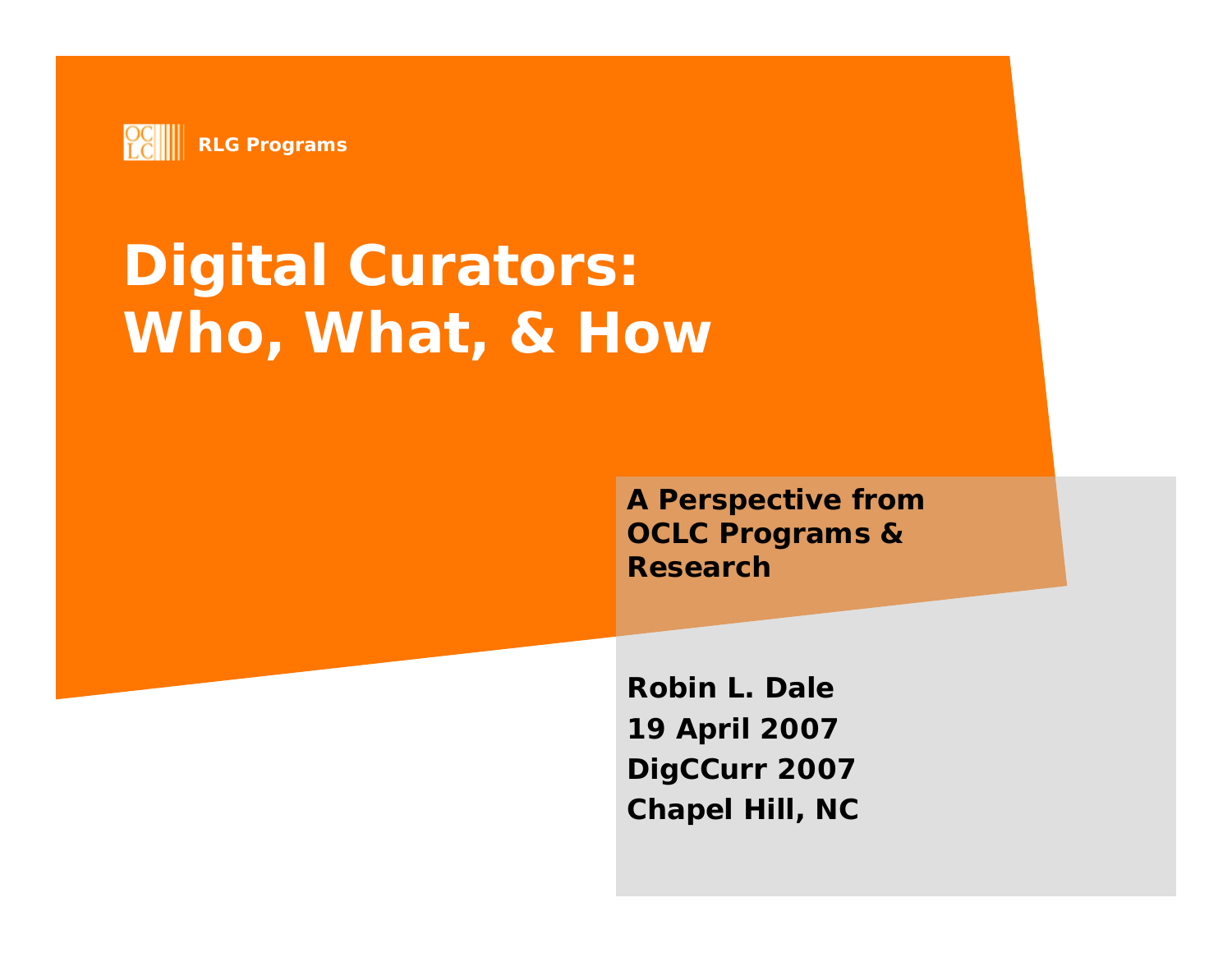RLG Programs

# Digital Curators: Who, What, & How

**A Perspective from OCLC Programs & Research**

**Robin L. Dale**
**19 April 2007**
**DigCCurr 2007**
**Chapel Hill, NC**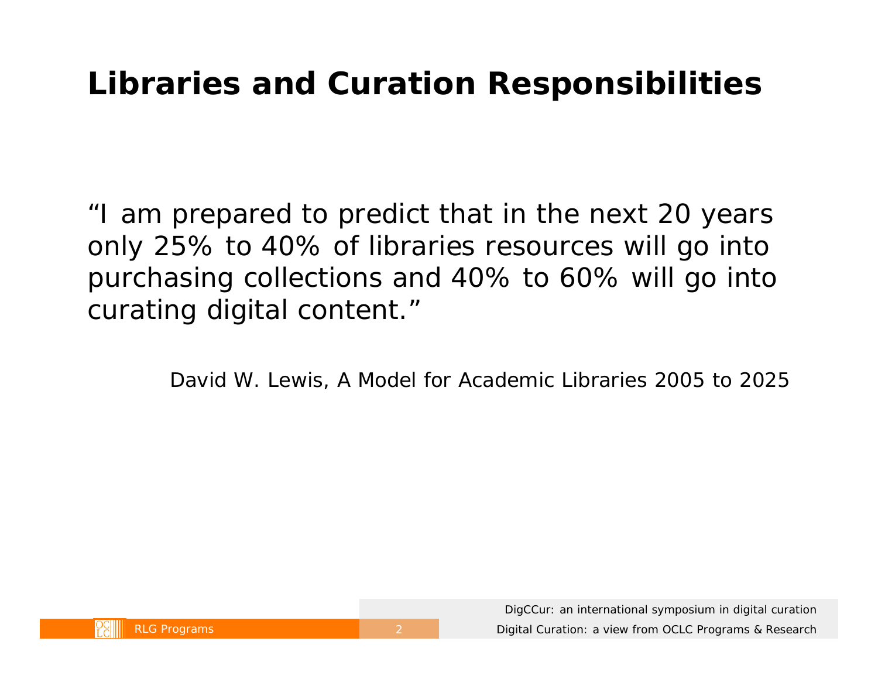# Libraries and Curation Responsibilities

"I am prepared to predict that in the next 20 years only 25% to 40% of libraries resources will go into purchasing collections and 40% to 60% will go into curating digital content."

David W. Lewis, A Model for Academic Libraries 2005 to 2025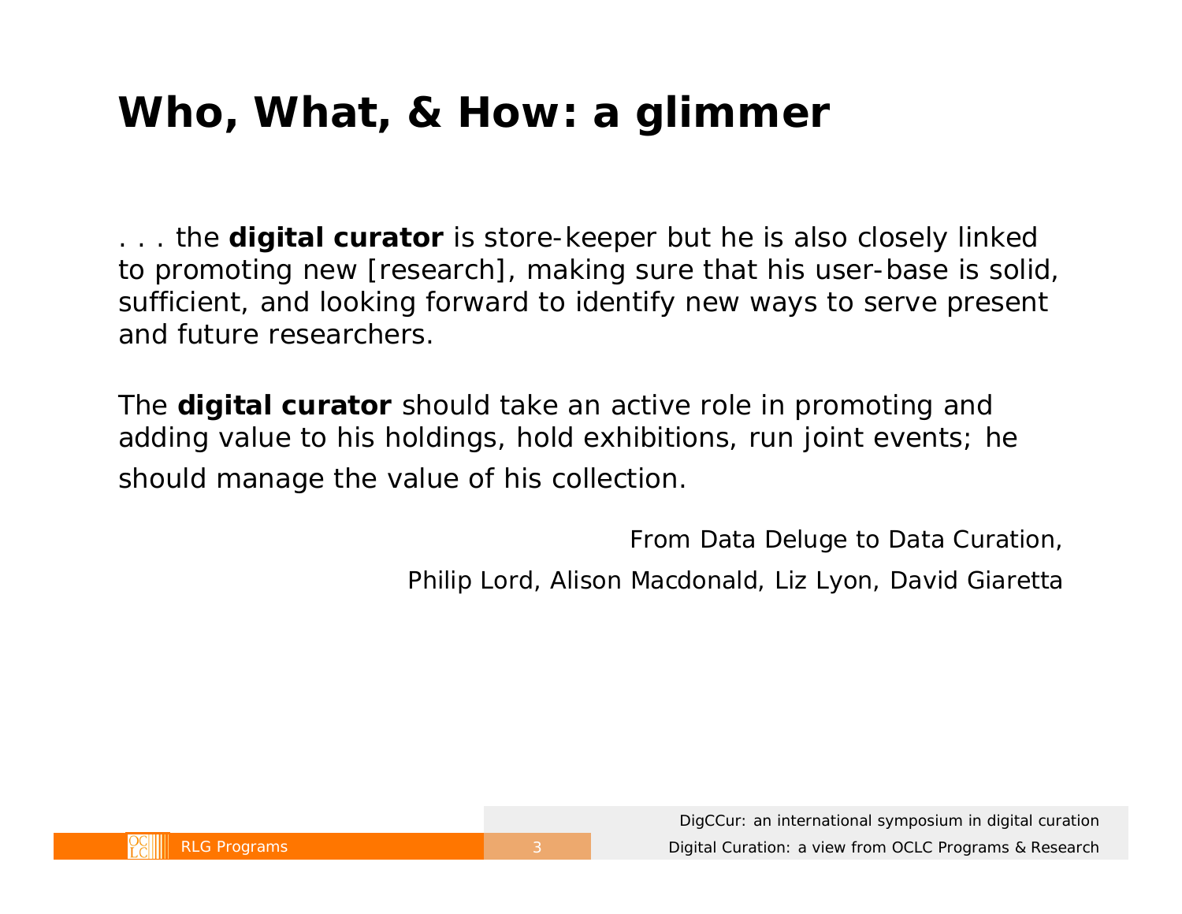# Who, What, & How: a glimmer

. . . the **digital curator** is store-keeper but he is also closely linked to promoting new [research], making sure that his user-base is solid, sufficient, and looking forward to identify new ways to serve present and future researchers.

The **digital curator** should take an active role in promoting and adding value to his holdings, hold exhibitions, run joint events; he should manage the value of his collection.

From Data Deluge to Data Curation,

Philip Lord, Alison Macdonald, Liz Lyon, David Giaretta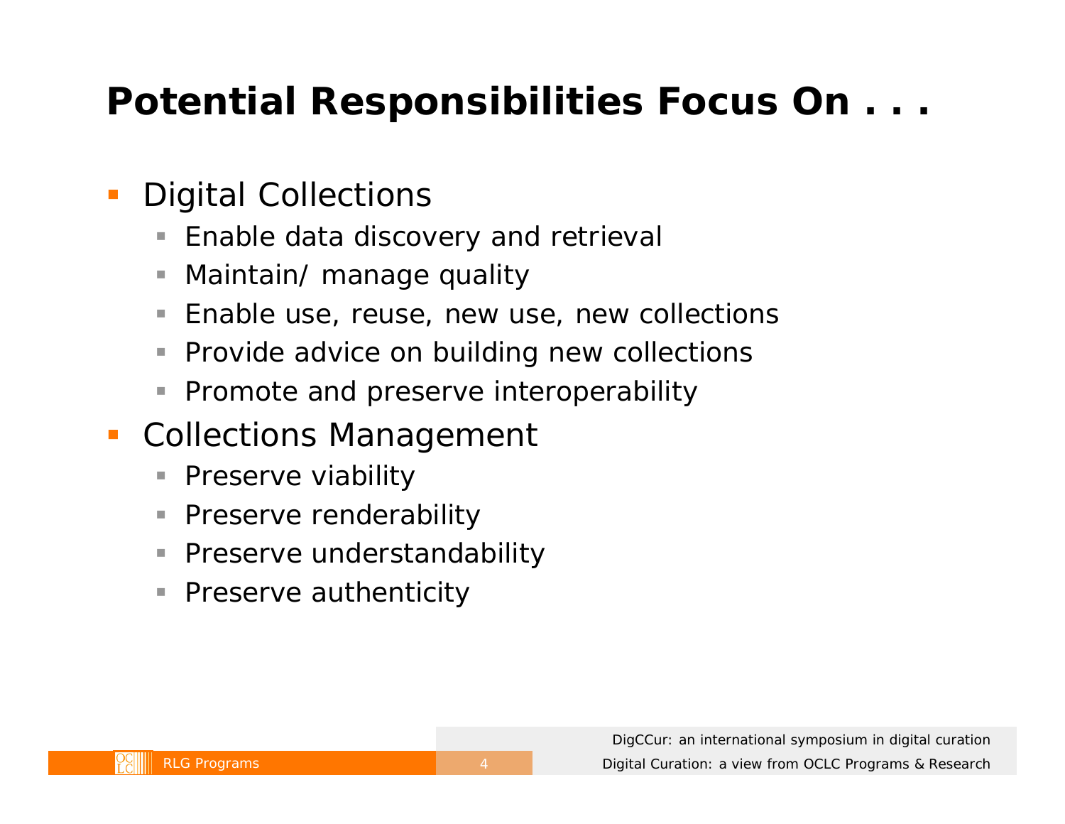# Potential Responsibilities Focus On . . .

- Digital Collections
  - Enable data discovery and retrieval
  - Maintain/ manage quality
  - Enable use, reuse, new use, new collections
  - Provide advice on building new collections
  - Promote and preserve interoperability
- Collections Management
  - Preserve viability
  - Preserve renderability
  - Preserve understandability
  - Preserve authenticity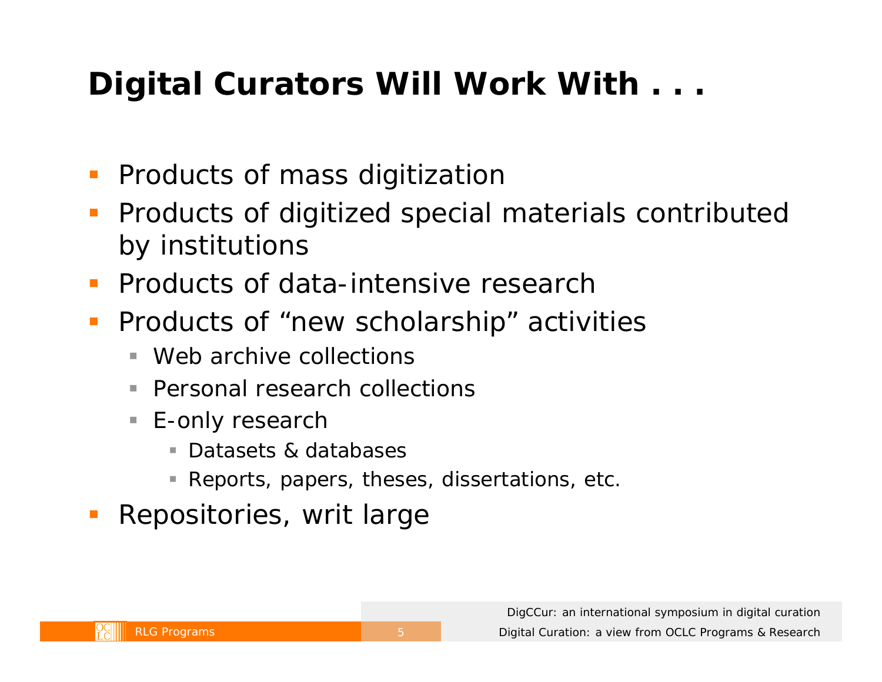# Digital Curators Will Work With . . .

- Products of mass digitization
- Products of digitized special materials contributed by institutions
- Products of data-intensive research
- Products of "new scholarship" activities
  - Web archive collections
  - Personal research collections
  - E-only research
    - Datasets & databases
    - Reports, papers, theses, dissertations, etc.
- Repositories, writ large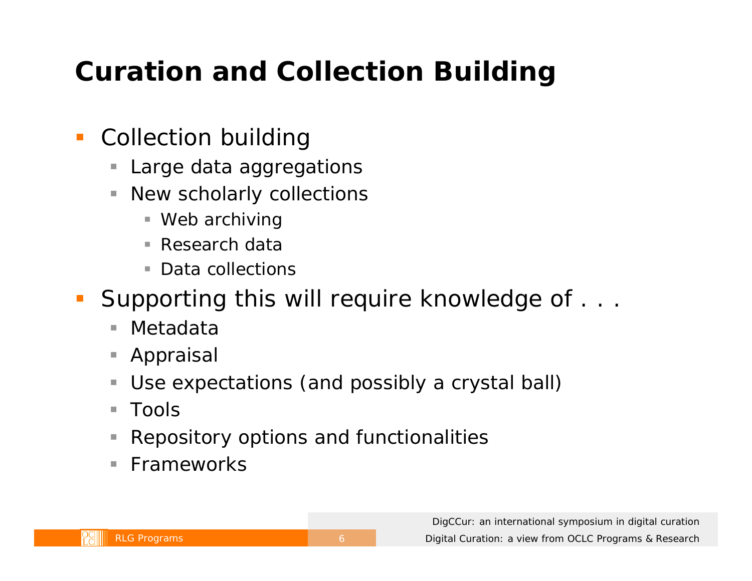# Curation and Collection Building

- Collection building
  - Large data aggregations
  - New scholarly collections
    - Web archiving
    - Research data
    - Data collections
- Supporting this will require knowledge of . . .
  - Metadata
  - Appraisal
  - Use expectations (and possibly a crystal ball)
  - Tools
  - Repository options and functionalities
  - Frameworks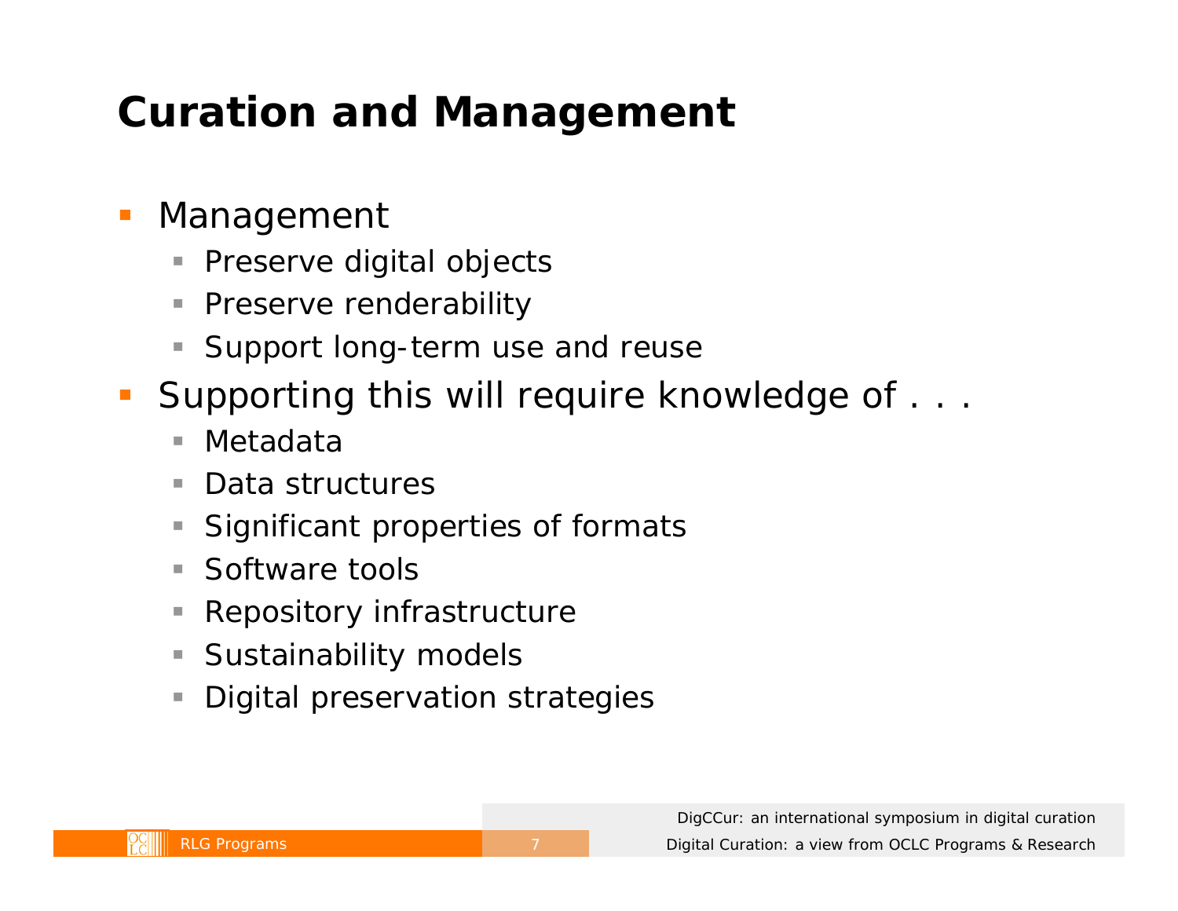# Curation and Management

- Management
  - Preserve digital objects
  - Preserve renderability
  - Support long-term use and reuse
- Supporting this will require knowledge of . . .
  - Metadata
  - Data structures
  - Significant properties of formats
  - Software tools
  - Repository infrastructure
  - Sustainability models
  - Digital preservation strategies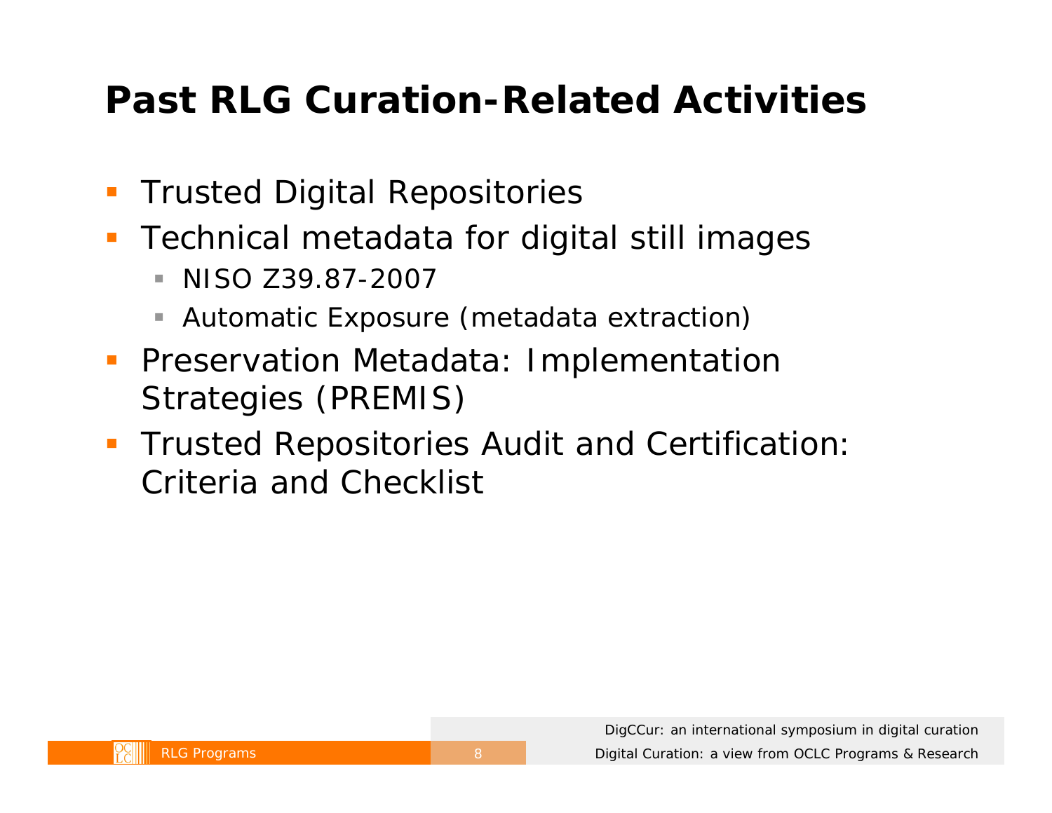# Past RLG Curation-Related Activities

- Trusted Digital Repositories
- Technical metadata for digital still images
  - NISO Z39.87-2007
  - Automatic Exposure (metadata extraction)
- Preservation Metadata: Implementation Strategies (PREMIS)
- Trusted Repositories Audit and Certification: Criteria and Checklist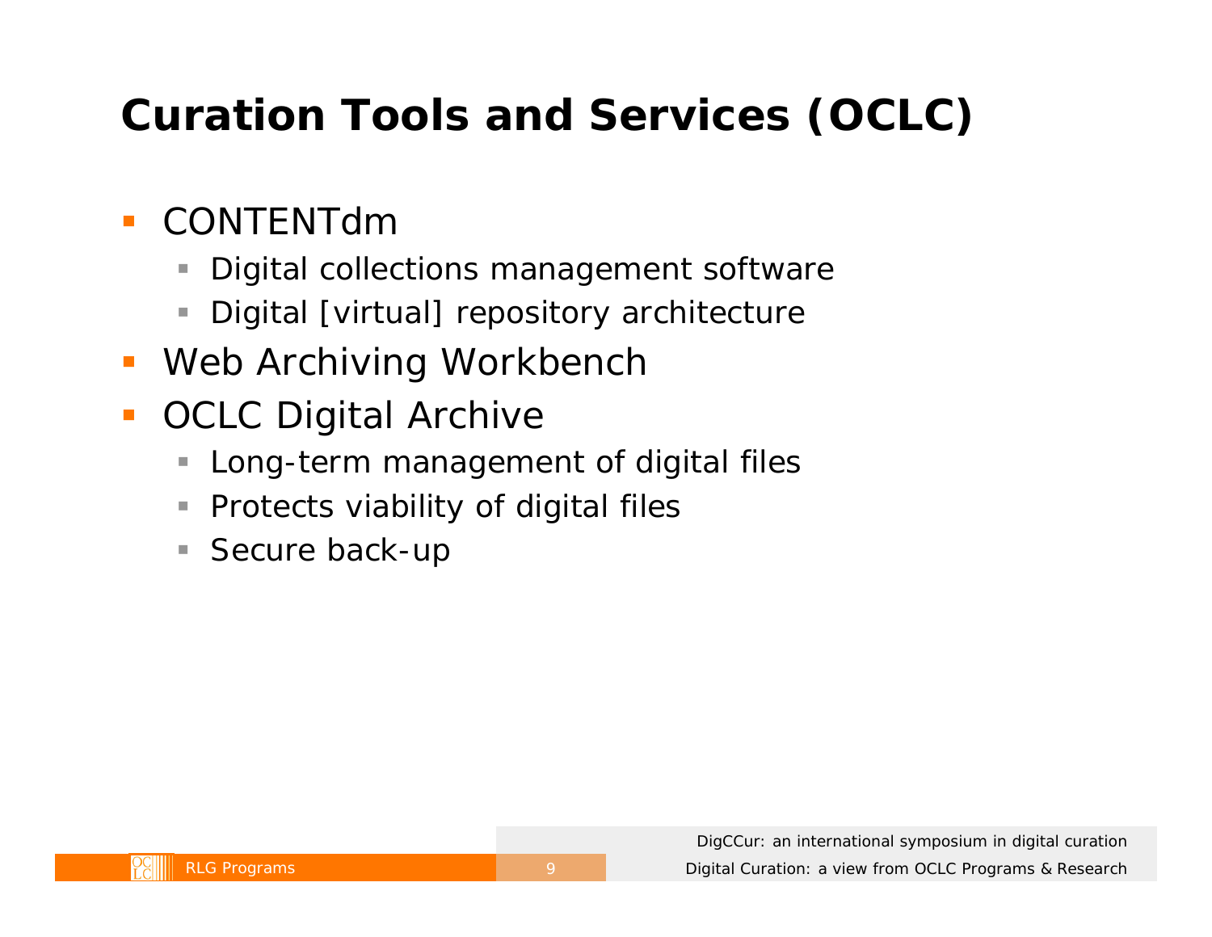# Curation Tools and Services (OCLC)

- CONTENTdm
  - Digital collections management software
  - Digital [virtual] repository architecture
- Web Archiving Workbench
- OCLC Digital Archive
  - Long-term management of digital files
  - Protects viability of digital files
  - Secure back-up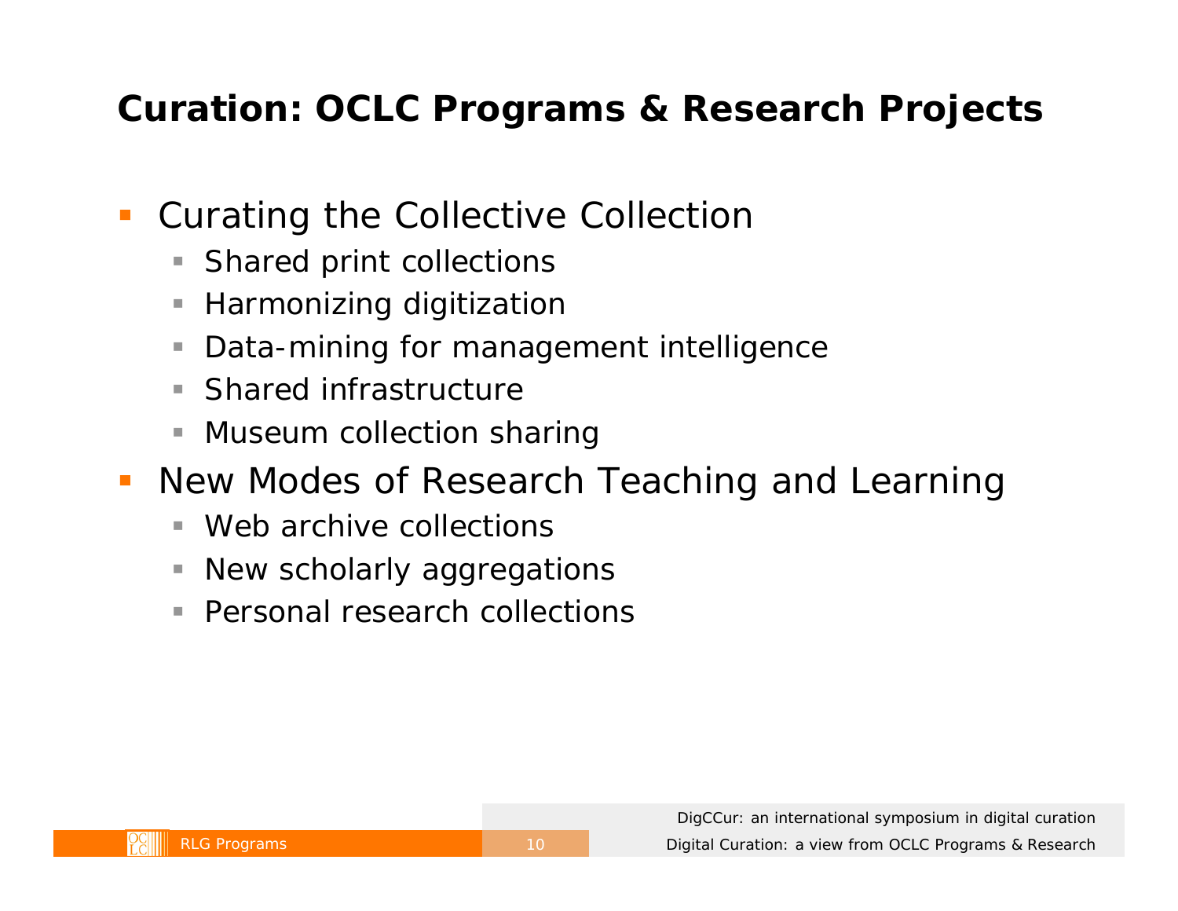## Curation: OCLC Programs & Research Projects

- Curating the Collective Collection
  - Shared print collections
  - Harmonizing digitization
  - Data-mining for management intelligence
  - Shared infrastructure
  - Museum collection sharing
- New Modes of Research Teaching and Learning
  - Web archive collections
  - New scholarly aggregations
  - Personal research collections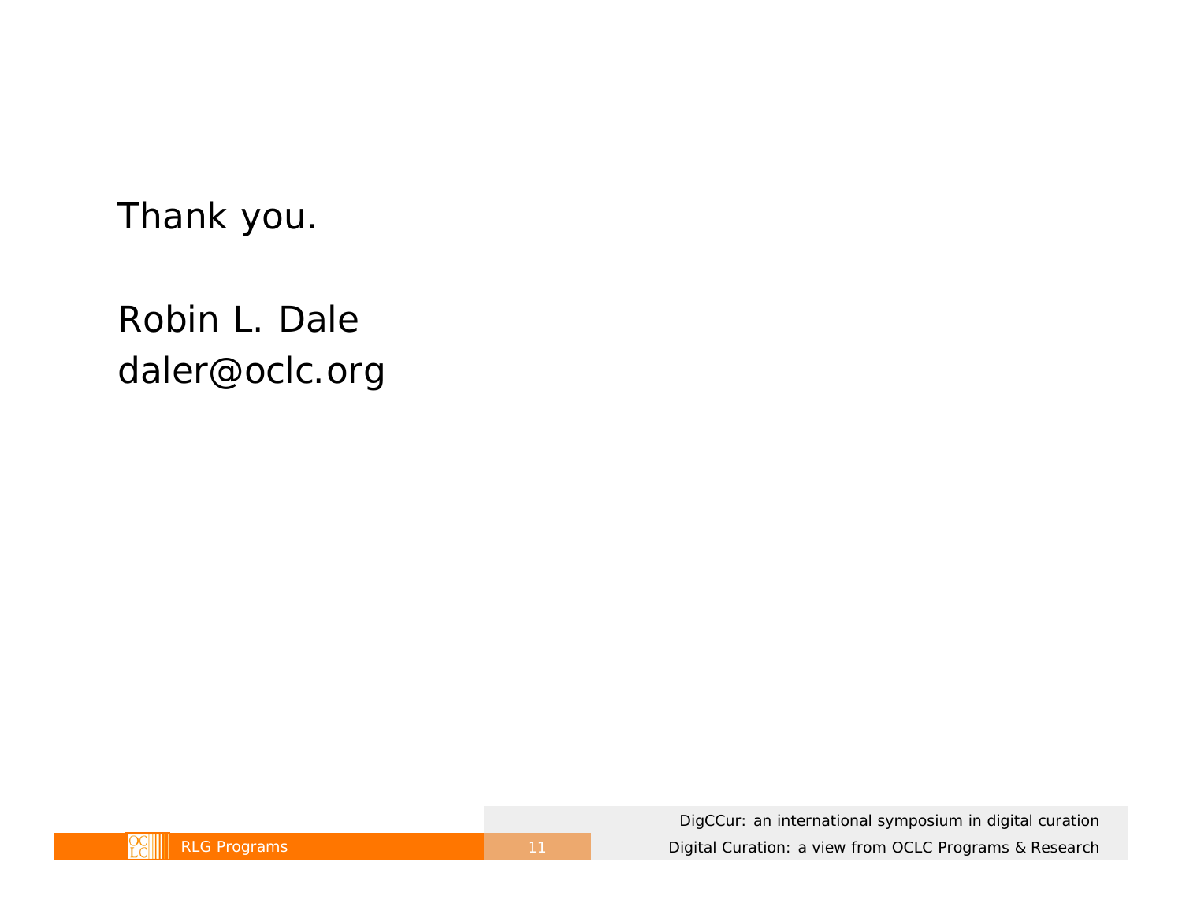Thank you.

Robin L. Dale
daler@oclc.org